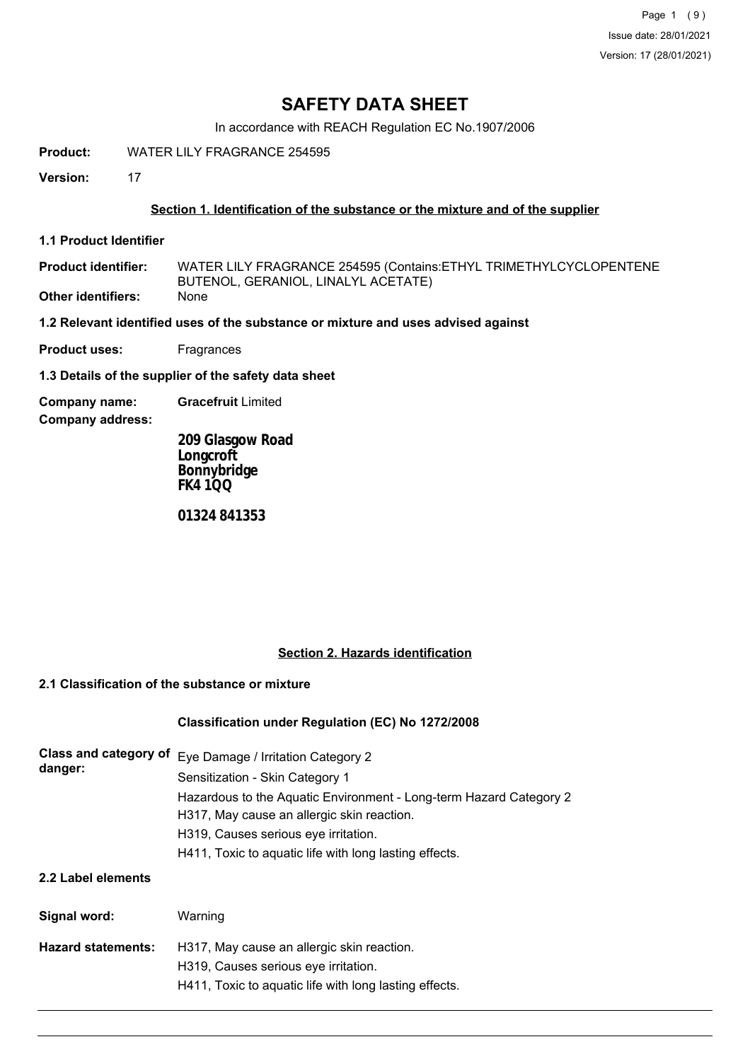# SAFETY DATA SHEET

In accordance with REACH Regulation EC No.1907/2006

**Product:** WATER LILY FRAGRANCE 254595

**Version:** 17

## Section 1. Identification of the substance or the mixture and of the supplier

### 1.1 Product Identifier

**Product identifier:** WATER LILY FRAGRANCE 254595 (Contains:ETHYL TRIMETHYLCYCLOPENTENE BUTENOL, GERANIOL, LINALYL ACETATE)

**Other identifiers:** None

### 1.2 Relevant identified uses of the substance or mixture and uses advised against

**Product uses:** Fragrances

### 1.3 Details of the supplier of the safety data sheet

**Company name:** **Gracefruit** Limited

**Company address:**

**209 Glasgow Road**
**Longcroft**
**Bonnybridge**
**FK4 1QQ**

**01324 841353**

## Section 2. Hazards identification

### 2.1 Classification of the substance or mixture

**Classification under Regulation (EC) No 1272/2008**

**Class and category of danger:**

Eye Damage / Irritation Category 2
Sensitization - Skin Category 1
Hazardous to the Aquatic Environment - Long-term Hazard Category 2
H317, May cause an allergic skin reaction.
H319, Causes serious eye irritation.
H411, Toxic to aquatic life with long lasting effects.

### 2.2 Label elements

**Signal word:** Warning

**Hazard statements:**

H317, May cause an allergic skin reaction.
H319, Causes serious eye irritation.
H411, Toxic to aquatic life with long lasting effects.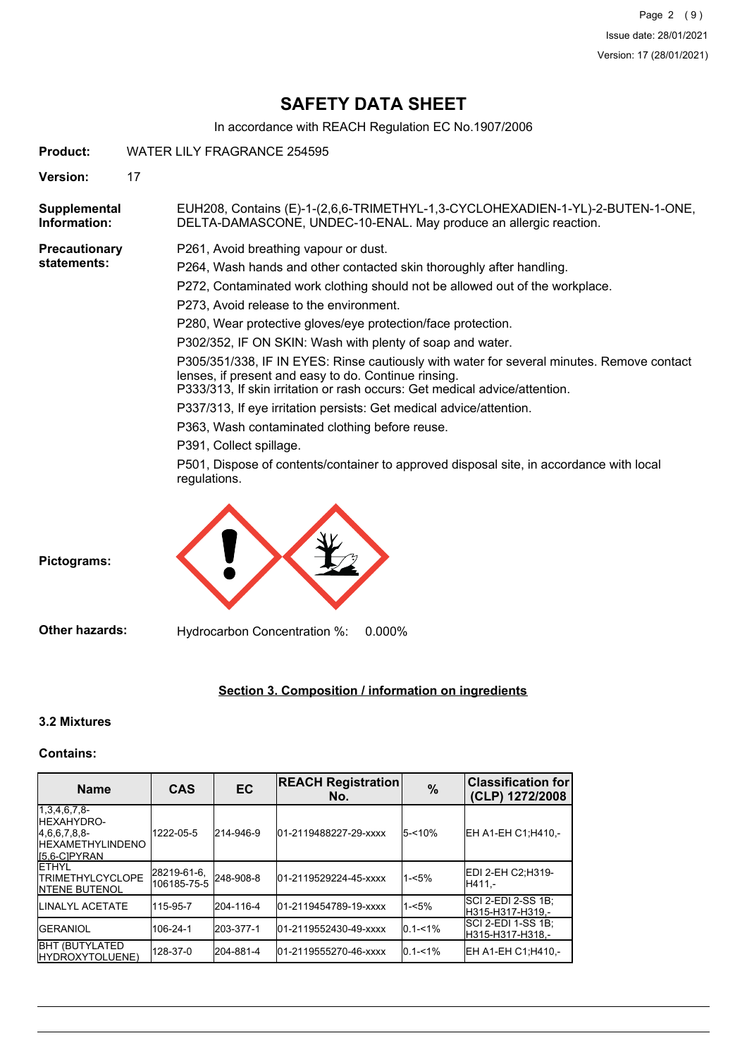# SAFETY DATA SHEET

In accordance with REACH Regulation EC No.1907/2006

**Product:** WATER LILY FRAGRANCE 254595

**Version:** 17

**Supplemental Information:** EUH208, Contains (E)-1-(2,6,6-TRIMETHYL-1,3-CYCLOHEXADIEN-1-YL)-2-BUTEN-1-ONE, DELTA-DAMASCONE, UNDEC-10-ENAL. May produce an allergic reaction.

**Precautionary statements:**

P261, Avoid breathing vapour or dust.

P264, Wash hands and other contacted skin thoroughly after handling.

P272, Contaminated work clothing should not be allowed out of the workplace.

P273, Avoid release to the environment.

P280, Wear protective gloves/eye protection/face protection.

P302/352, IF ON SKIN: Wash with plenty of soap and water.

P305/351/338, IF IN EYES: Rinse cautiously with water for several minutes. Remove contact lenses, if present and easy to do. Continue rinsing.
P333/313, If skin irritation or rash occurs: Get medical advice/attention.

P337/313, If eye irritation persists: Get medical advice/attention.

P363, Wash contaminated clothing before reuse.

P391, Collect spillage.

P501, Dispose of contents/container to approved disposal site, in accordance with local regulations.

**Pictograms:**

**Other hazards:** Hydrocarbon Concentration %: 0.000%

## Section 3. Composition / information on ingredients

### 3.2 Mixtures

**Contains:**

| Name | CAS | EC | REACH Registration No. | % | Classification for (CLP) 1272/2008 |
|---|---|---|---|---|---|
| 1,3,4,6,7,8-HEXAHYDRO-4,6,6,7,8,8-HEXAMETHYLINDENO[5,6-C]PYRAN | 1222-05-5 | 214-946-9 | 01-2119488227-29-xxxx | 5-<10% | EH A1-EH C1;H410,- |
| ETHYL TRIMETHYLCYCLOPENTENE BUTENOL | 28219-61-6, 106185-75-5 | 248-908-8 | 01-2119529224-45-xxxx | 1-<5% | EDI 2-EH C2;H319-H411,- |
| LINALYL ACETATE | 115-95-7 | 204-116-4 | 01-2119454789-19-xxxx | 1-<5% | SCI 2-EDI 2-SS 1B;H315-H317-H319,- |
| GERANIOL | 106-24-1 | 203-377-1 | 01-2119552430-49-xxxx | 0.1-<1% | SCI 2-EDI 1-SS 1B;H315-H317-H318,- |
| BHT (BUTYLATED HYDROXYTOLUENE) | 128-37-0 | 204-881-4 | 01-2119555270-46-xxxx | 0.1-<1% | EH A1-EH C1;H410,- |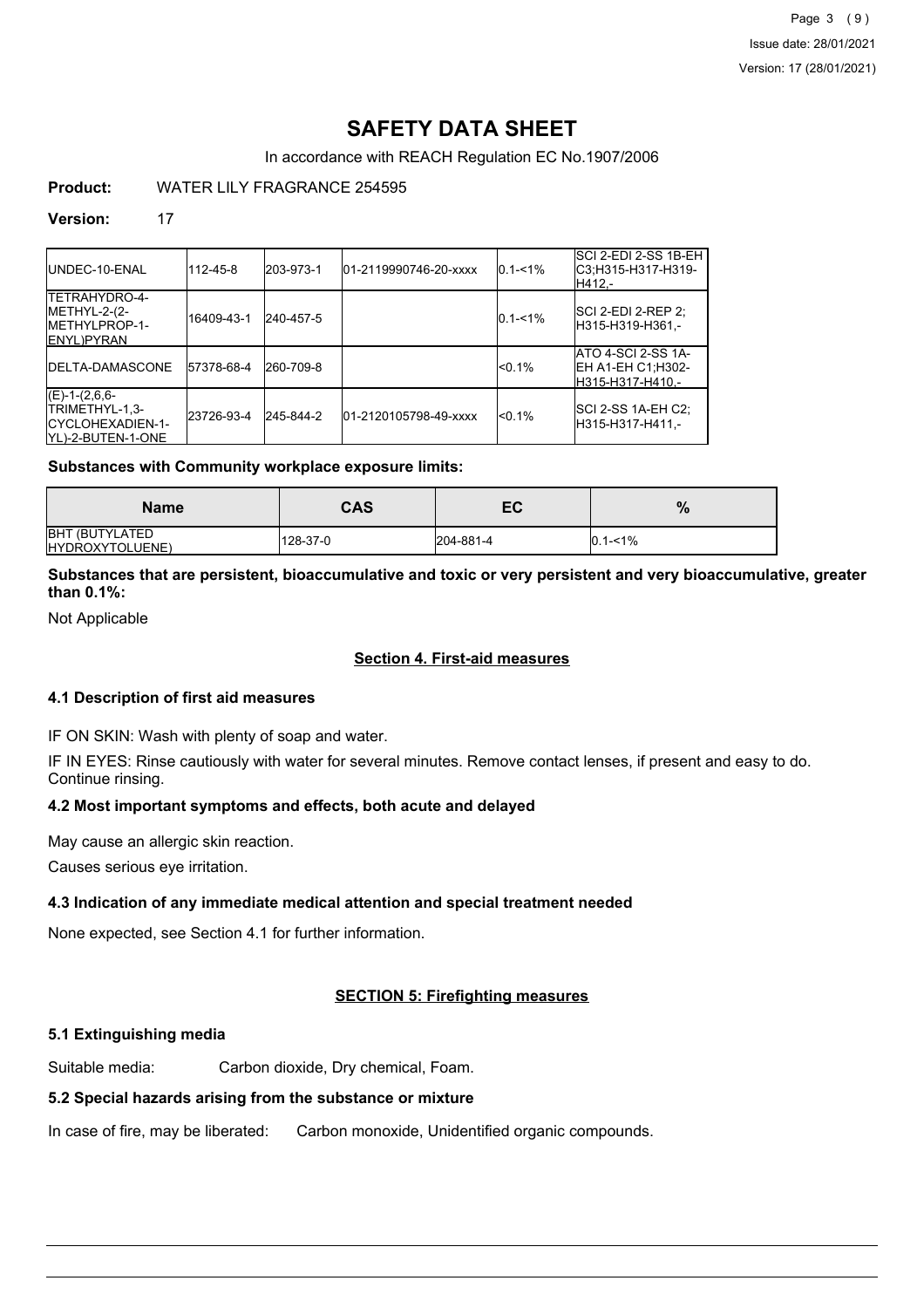# SAFETY DATA SHEET

In accordance with REACH Regulation EC No.1907/2006

**Product:** WATER LILY FRAGRANCE 254595

**Version:** 17

| | | | | | |
|---|---|---|---|---|---|
| UNDEC-10-ENAL | 112-45-8 | 203-973-1 | 01-2119990746-20-xxxx | 0.1-<1% | SCI 2-EDI 2-SS 1B-EH C3;H315-H317-H319-H412,- |
| TETRAHYDRO-4-METHYL-2-(2-METHYLPROP-1-ENYL)PYRAN | 16409-43-1 | 240-457-5 | | 0.1-<1% | SCI 2-EDI 2-REP 2;H315-H319-H361,- |
| DELTA-DAMASCONE | 57378-68-4 | 260-709-8 | | <0.1% | ATO 4-SCI 2-SS 1A-EH A1-EH C1;H302-H315-H317-H410,- |
| (E)-1-(2,6,6-TRIMETHYL-1,3-CYCLOHEXADIEN-1-YL)-2-BUTEN-1-ONE | 23726-93-4 | 245-844-2 | 01-2120105798-49-xxxx | <0.1% | SCI 2-SS 1A-EH C2;H315-H317-H411,- |

**Substances with Community workplace exposure limits:**

| Name | CAS | EC | % |
|---|---|---|---|
| BHT (BUTYLATED HYDROXYTOLUENE) | 128-37-0 | 204-881-4 | 0.1-<1% |

**Substances that are persistent, bioaccumulative and toxic or very persistent and very bioaccumulative, greater than 0.1%:**

Not Applicable

## Section 4. First-aid measures

### 4.1 Description of first aid measures

IF ON SKIN: Wash with plenty of soap and water.

IF IN EYES: Rinse cautiously with water for several minutes. Remove contact lenses, if present and easy to do. Continue rinsing.

### 4.2 Most important symptoms and effects, both acute and delayed

May cause an allergic skin reaction.

Causes serious eye irritation.

### 4.3 Indication of any immediate medical attention and special treatment needed

None expected, see Section 4.1 for further information.

## SECTION 5: Firefighting measures

### 5.1 Extinguishing media

Suitable media: Carbon dioxide, Dry chemical, Foam.

### 5.2 Special hazards arising from the substance or mixture

In case of fire, may be liberated: Carbon monoxide, Unidentified organic compounds.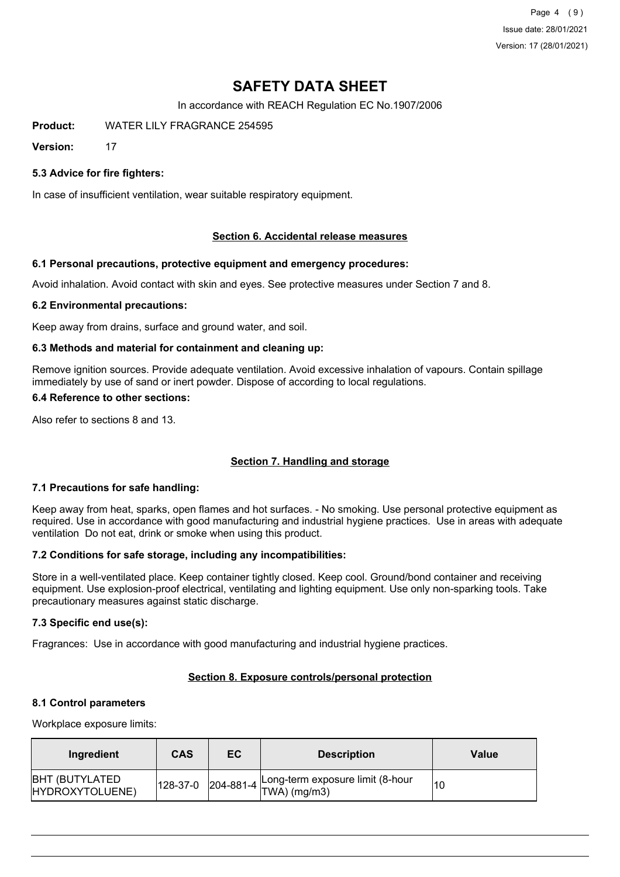# SAFETY DATA SHEET

In accordance with REACH Regulation EC No.1907/2006

**Product:** WATER LILY FRAGRANCE 254595

**Version:** 17

### 5.3 Advice for fire fighters:

In case of insufficient ventilation, wear suitable respiratory equipment.

## Section 6. Accidental release measures

### 6.1 Personal precautions, protective equipment and emergency procedures:

Avoid inhalation. Avoid contact with skin and eyes. See protective measures under Section 7 and 8.

### 6.2 Environmental precautions:

Keep away from drains, surface and ground water, and soil.

### 6.3 Methods and material for containment and cleaning up:

Remove ignition sources. Provide adequate ventilation. Avoid excessive inhalation of vapours. Contain spillage immediately by use of sand or inert powder. Dispose of according to local regulations.

### 6.4 Reference to other sections:

Also refer to sections 8 and 13.

## Section 7. Handling and storage

### 7.1 Precautions for safe handling:

Keep away from heat, sparks, open flames and hot surfaces. - No smoking. Use personal protective equipment as required. Use in accordance with good manufacturing and industrial hygiene practices. Use in areas with adequate ventilation Do not eat, drink or smoke when using this product.

### 7.2 Conditions for safe storage, including any incompatibilities:

Store in a well-ventilated place. Keep container tightly closed. Keep cool. Ground/bond container and receiving equipment. Use explosion-proof electrical, ventilating and lighting equipment. Use only non-sparking tools. Take precautionary measures against static discharge.

### 7.3 Specific end use(s):

Fragrances: Use in accordance with good manufacturing and industrial hygiene practices.

## Section 8. Exposure controls/personal protection

### 8.1 Control parameters

Workplace exposure limits:

| Ingredient | CAS | EC | Description | Value |
|---|---|---|---|---|
| BHT (BUTYLATED HYDROXYTOLUENE) | 128-37-0 | 204-881-4 | Long-term exposure limit (8-hour TWA) (mg/m3) | 10 |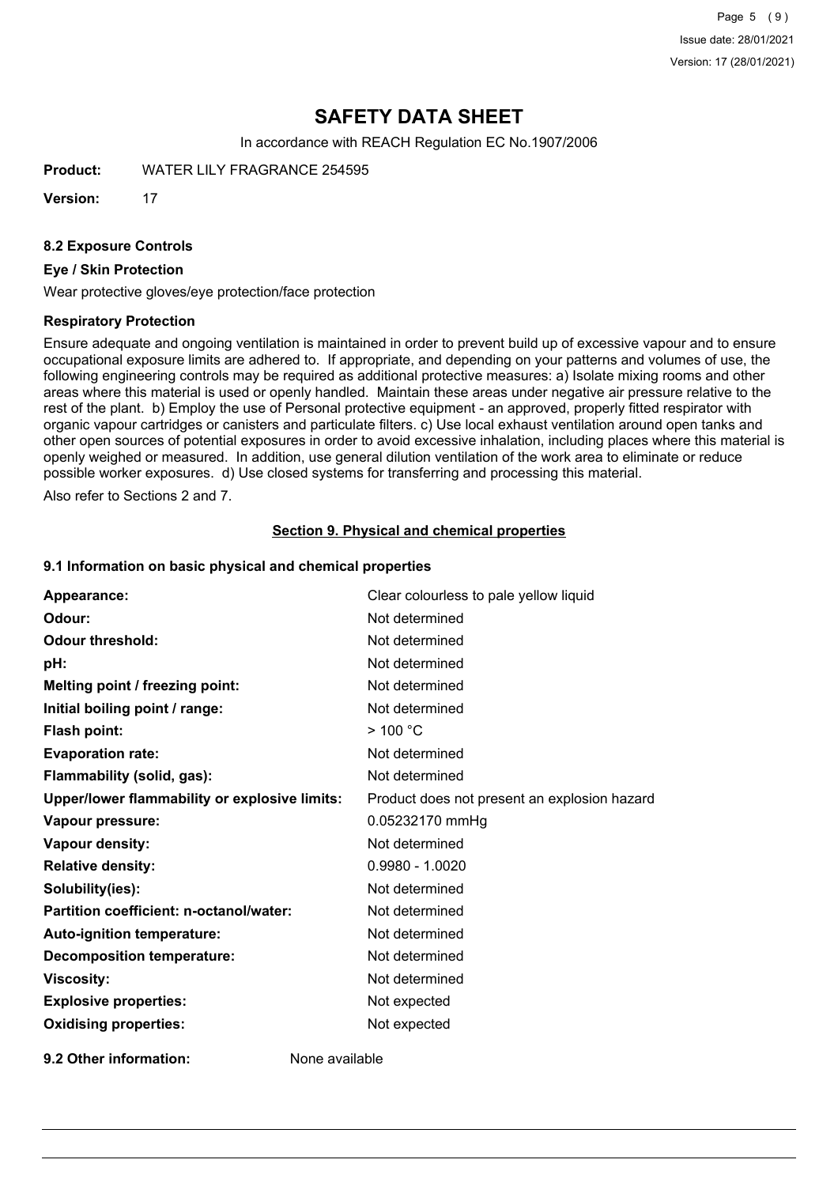# SAFETY DATA SHEET

In accordance with REACH Regulation EC No.1907/2006

**Product:** WATER LILY FRAGRANCE 254595

**Version:** 17

### 8.2 Exposure Controls

#### Eye / Skin Protection

Wear protective gloves/eye protection/face protection

#### Respiratory Protection

Ensure adequate and ongoing ventilation is maintained in order to prevent build up of excessive vapour and to ensure occupational exposure limits are adhered to. If appropriate, and depending on your patterns and volumes of use, the following engineering controls may be required as additional protective measures: a) Isolate mixing rooms and other areas where this material is used or openly handled. Maintain these areas under negative air pressure relative to the rest of the plant. b) Employ the use of Personal protective equipment - an approved, properly fitted respirator with organic vapour cartridges or canisters and particulate filters. c) Use local exhaust ventilation around open tanks and other open sources of potential exposures in order to avoid excessive inhalation, including places where this material is openly weighed or measured. In addition, use general dilution ventilation of the work area to eliminate or reduce possible worker exposures. d) Use closed systems for transferring and processing this material.

Also refer to Sections 2 and 7.

## Section 9. Physical and chemical properties

### 9.1 Information on basic physical and chemical properties

| | |
|---|---|
| **Appearance:** | Clear colourless to pale yellow liquid |
| **Odour:** | Not determined |
| **Odour threshold:** | Not determined |
| **pH:** | Not determined |
| **Melting point / freezing point:** | Not determined |
| **Initial boiling point / range:** | Not determined |
| **Flash point:** | > 100 °C |
| **Evaporation rate:** | Not determined |
| **Flammability (solid, gas):** | Not determined |
| **Upper/lower flammability or explosive limits:** | Product does not present an explosion hazard |
| **Vapour pressure:** | 0.05232170 mmHg |
| **Vapour density:** | Not determined |
| **Relative density:** | 0.9980 - 1.0020 |
| **Solubility(ies):** | Not determined |
| **Partition coefficient: n-octanol/water:** | Not determined |
| **Auto-ignition temperature:** | Not determined |
| **Decomposition temperature:** | Not determined |
| **Viscosity:** | Not determined |
| **Explosive properties:** | Not expected |
| **Oxidising properties:** | Not expected |

**9.2 Other information:** None available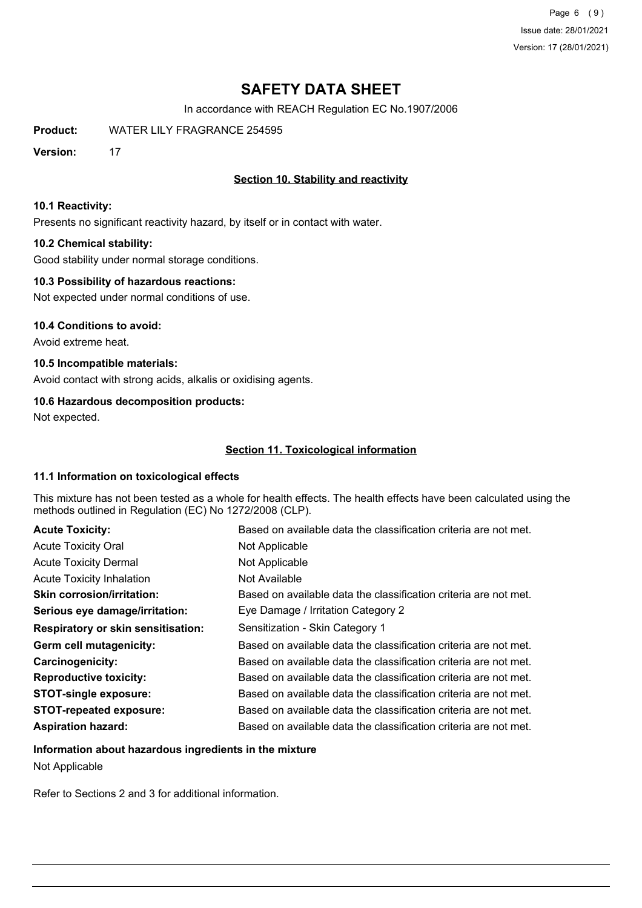# SAFETY DATA SHEET

In accordance with REACH Regulation EC No.1907/2006

**Product:** WATER LILY FRAGRANCE 254595

**Version:** 17

## Section 10. Stability and reactivity

### 10.1 Reactivity:

Presents no significant reactivity hazard, by itself or in contact with water.

### 10.2 Chemical stability:

Good stability under normal storage conditions.

### 10.3 Possibility of hazardous reactions:

Not expected under normal conditions of use.

### 10.4 Conditions to avoid:

Avoid extreme heat.

### 10.5 Incompatible materials:

Avoid contact with strong acids, alkalis or oxidising agents.

### 10.6 Hazardous decomposition products:

Not expected.

## Section 11. Toxicological information

### 11.1 Information on toxicological effects

This mixture has not been tested as a whole for health effects. The health effects have been calculated using the methods outlined in Regulation (EC) No 1272/2008 (CLP).

| | |
|---|---|
| **Acute Toxicity:** | Based on available data the classification criteria are not met. |
| Acute Toxicity Oral | Not Applicable |
| Acute Toxicity Dermal | Not Applicable |
| Acute Toxicity Inhalation | Not Available |
| **Skin corrosion/irritation:** | Based on available data the classification criteria are not met. |
| **Serious eye damage/irritation:** | Eye Damage / Irritation Category 2 |
| **Respiratory or skin sensitisation:** | Sensitization - Skin Category 1 |
| **Germ cell mutagenicity:** | Based on available data the classification criteria are not met. |
| **Carcinogenicity:** | Based on available data the classification criteria are not met. |
| **Reproductive toxicity:** | Based on available data the classification criteria are not met. |
| **STOT-single exposure:** | Based on available data the classification criteria are not met. |
| **STOT-repeated exposure:** | Based on available data the classification criteria are not met. |
| **Aspiration hazard:** | Based on available data the classification criteria are not met. |

### Information about hazardous ingredients in the mixture

Not Applicable

Refer to Sections 2 and 3 for additional information.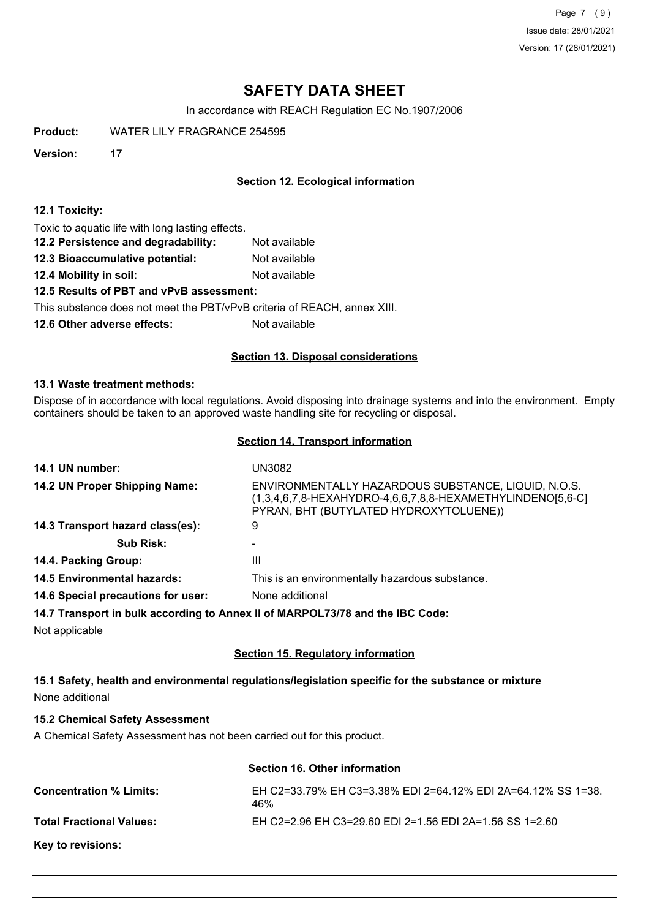# SAFETY DATA SHEET

In accordance with REACH Regulation EC No.1907/2006

**Product:** WATER LILY FRAGRANCE 254595

**Version:** 17

## Section 12. Ecological information

**12.1 Toxicity:**

Toxic to aquatic life with long lasting effects.

**12.2 Persistence and degradability:** Not available

**12.3 Bioaccumulative potential:** Not available

**12.4 Mobility in soil:** Not available

**12.5 Results of PBT and vPvB assessment:**

This substance does not meet the PBT/vPvB criteria of REACH, annex XIII.

**12.6 Other adverse effects:** Not available

## Section 13. Disposal considerations

**13.1 Waste treatment methods:**

Dispose of in accordance with local regulations. Avoid disposing into drainage systems and into the environment. Empty containers should be taken to an approved waste handling site for recycling or disposal.

## Section 14. Transport information

| | |
|---|---|
| **14.1 UN number:** | UN3082 |
| **14.2 UN Proper Shipping Name:** | ENVIRONMENTALLY HAZARDOUS SUBSTANCE, LIQUID, N.O.S. (1,3,4,6,7,8-HEXAHYDRO-4,6,6,7,8,8-HEXAMETHYLINDENO[5,6-C] PYRAN, BHT (BUTYLATED HYDROXYTOLUENE)) |
| **14.3 Transport hazard class(es):** | 9 |
| **Sub Risk:** | - |
| **14.4. Packing Group:** | III |
| **14.5 Environmental hazards:** | This is an environmentally hazardous substance. |
| **14.6 Special precautions for user:** | None additional |

**14.7 Transport in bulk according to Annex II of MARPOL73/78 and the IBC Code:**

Not applicable

## Section 15. Regulatory information

**15.1 Safety, health and environmental regulations/legislation specific for the substance or mixture**

None additional

**15.2 Chemical Safety Assessment**

A Chemical Safety Assessment has not been carried out for this product.

## Section 16. Other information

| | |
|---|---|
| **Concentration % Limits:** | EH C2=33.79% EH C3=3.38% EDI 2=64.12% EDI 2A=64.12% SS 1=38.46% |
| **Total Fractional Values:** | EH C2=2.96 EH C3=29.60 EDI 2=1.56 EDI 2A=1.56 SS 1=2.60 |

**Key to revisions:**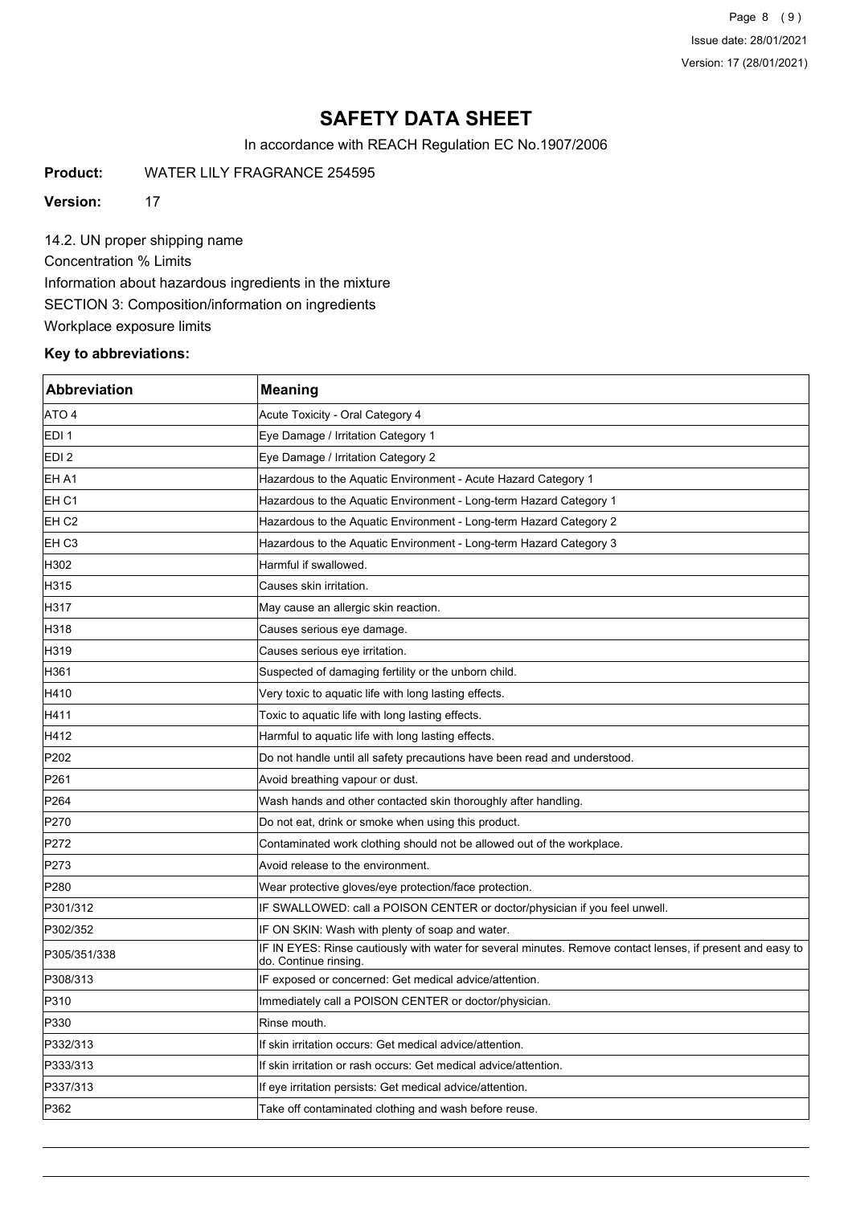# SAFETY DATA SHEET

In accordance with REACH Regulation EC No.1907/2006

**Product:** WATER LILY FRAGRANCE 254595

**Version:** 17

14.2. UN proper shipping name

Concentration % Limits

Information about hazardous ingredients in the mixture

SECTION 3: Composition/information on ingredients

Workplace exposure limits

**Key to abbreviations:**

| Abbreviation | Meaning |
|---|---|
| ATO 4 | Acute Toxicity - Oral Category 4 |
| EDI 1 | Eye Damage / Irritation Category 1 |
| EDI 2 | Eye Damage / Irritation Category 2 |
| EH A1 | Hazardous to the Aquatic Environment - Acute Hazard Category 1 |
| EH C1 | Hazardous to the Aquatic Environment - Long-term Hazard Category 1 |
| EH C2 | Hazardous to the Aquatic Environment - Long-term Hazard Category 2 |
| EH C3 | Hazardous to the Aquatic Environment - Long-term Hazard Category 3 |
| H302 | Harmful if swallowed. |
| H315 | Causes skin irritation. |
| H317 | May cause an allergic skin reaction. |
| H318 | Causes serious eye damage. |
| H319 | Causes serious eye irritation. |
| H361 | Suspected of damaging fertility or the unborn child. |
| H410 | Very toxic to aquatic life with long lasting effects. |
| H411 | Toxic to aquatic life with long lasting effects. |
| H412 | Harmful to aquatic life with long lasting effects. |
| P202 | Do not handle until all safety precautions have been read and understood. |
| P261 | Avoid breathing vapour or dust. |
| P264 | Wash hands and other contacted skin thoroughly after handling. |
| P270 | Do not eat, drink or smoke when using this product. |
| P272 | Contaminated work clothing should not be allowed out of the workplace. |
| P273 | Avoid release to the environment. |
| P280 | Wear protective gloves/eye protection/face protection. |
| P301/312 | IF SWALLOWED: call a POISON CENTER or doctor/physician if you feel unwell. |
| P302/352 | IF ON SKIN: Wash with plenty of soap and water. |
| P305/351/338 | IF IN EYES: Rinse cautiously with water for several minutes. Remove contact lenses, if present and easy to do. Continue rinsing. |
| P308/313 | IF exposed or concerned: Get medical advice/attention. |
| P310 | Immediately call a POISON CENTER or doctor/physician. |
| P330 | Rinse mouth. |
| P332/313 | If skin irritation occurs: Get medical advice/attention. |
| P333/313 | If skin irritation or rash occurs: Get medical advice/attention. |
| P337/313 | If eye irritation persists: Get medical advice/attention. |
| P362 | Take off contaminated clothing and wash before reuse. |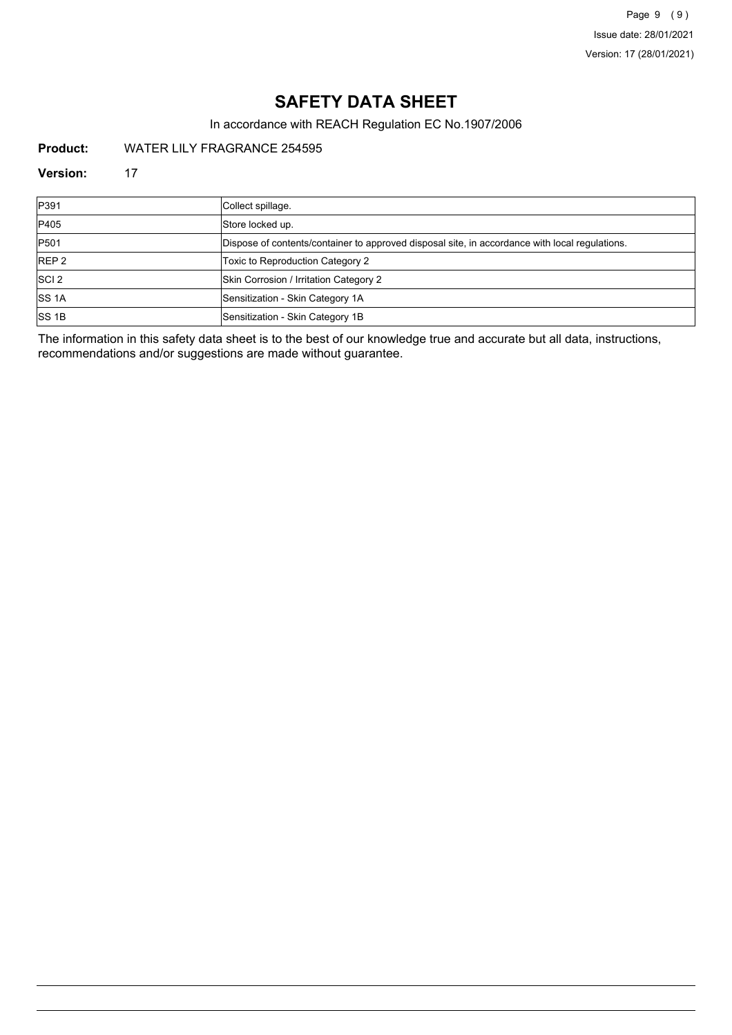# SAFETY DATA SHEET

In accordance with REACH Regulation EC No.1907/2006

**Product:** WATER LILY FRAGRANCE 254595

**Version:** 17

| | |
|---|---|
| P391 | Collect spillage. |
| P405 | Store locked up. |
| P501 | Dispose of contents/container to approved disposal site, in accordance with local regulations. |
| REP 2 | Toxic to Reproduction Category 2 |
| SCI 2 | Skin Corrosion / Irritation Category 2 |
| SS 1A | Sensitization - Skin Category 1A |
| SS 1B | Sensitization - Skin Category 1B |

The information in this safety data sheet is to the best of our knowledge true and accurate but all data, instructions, recommendations and/or suggestions are made without guarantee.